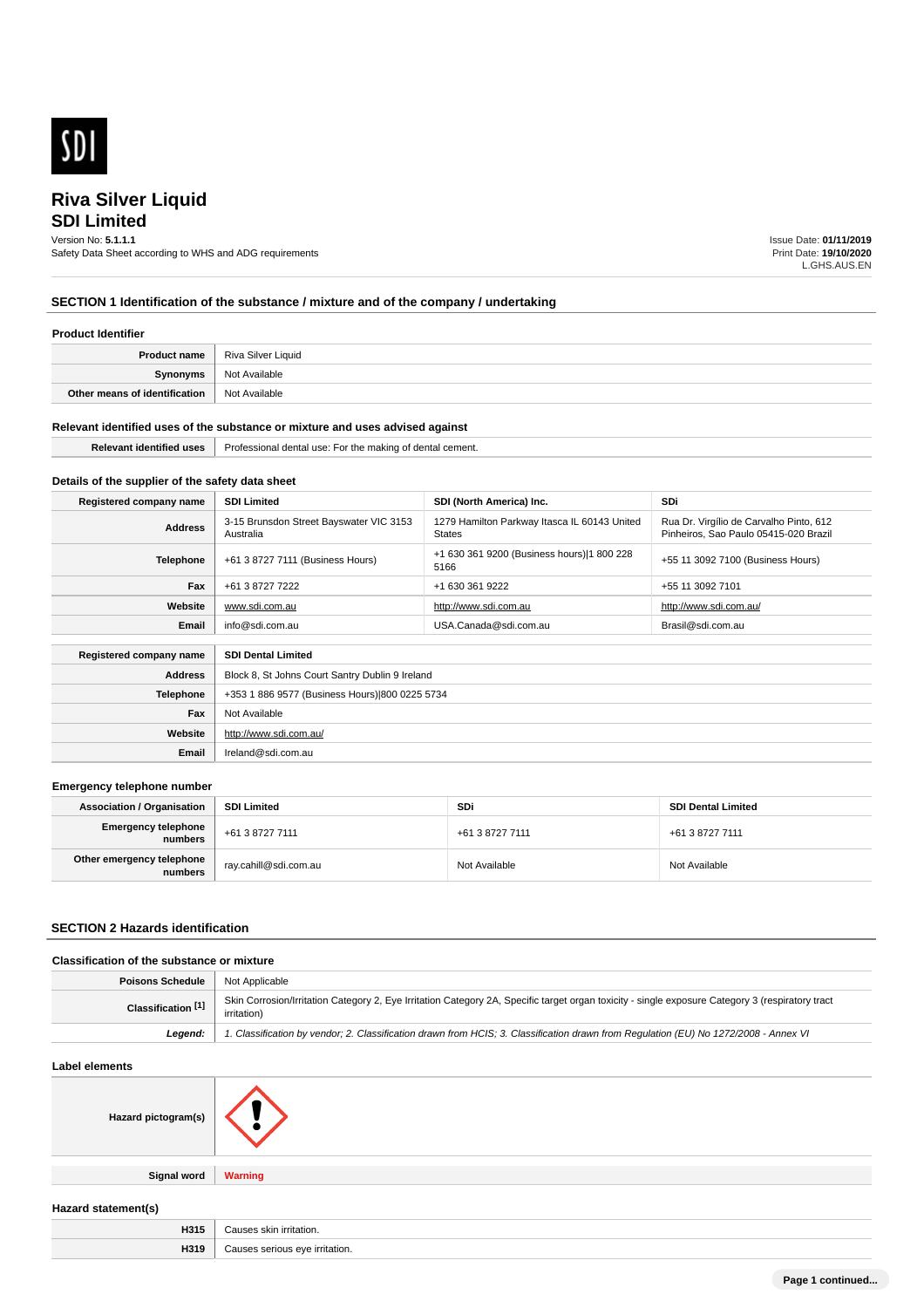# Riva Silver Liquid
## SDI Limited

Version No: **5.1.1.1**
Safety Data Sheet according to WHS and ADG requirements

Issue Date: **01/11/2019**
Print Date: **19/10/2020**
L.GHS.AUS.EN

## SECTION 1 Identification of the substance / mixture and of the company / undertaking

### Product Identifier

| | |
|---|---|
| **Product name** | Riva Silver Liquid |
| **Synonyms** | Not Available |
| **Other means of identification** | Not Available |

### Relevant identified uses of the substance or mixture and uses advised against

| | |
|---|---|
| **Relevant identified uses** | Professional dental use: For the making of dental cement. |

### Details of the supplier of the safety data sheet

| **Registered company name** | **SDI Limited** | **SDI (North America) Inc.** | **SDi** |
|---|---|---|---|
| **Address** | 3-15 Brunsdon Street Bayswater VIC 3153 Australia | 1279 Hamilton Parkway Itasca IL 60143 United States | Rua Dr. Virgílio de Carvalho Pinto, 612 Pinheiros, Sao Paulo 05415-020 Brazil |
| **Telephone** | +61 3 8727 7111 (Business Hours) | +1 630 361 9200 (Business hours)\|1 800 228 5166 | +55 11 3092 7100 (Business Hours) |
| **Fax** | +61 3 8727 7222 | +1 630 361 9222 | +55 11 3092 7101 |
| **Website** | www.sdi.com.au | http://www.sdi.com.au | http://www.sdi.com.au/ |
| **Email** | info@sdi.com.au | USA.Canada@sdi.com.au | Brasil@sdi.com.au |

| **Registered company name** | **SDI Dental Limited** |
|---|---|
| **Address** | Block 8, St Johns Court Santry Dublin 9 Ireland |
| **Telephone** | +353 1 886 9577 (Business Hours)\|800 0225 5734 |
| **Fax** | Not Available |
| **Website** | http://www.sdi.com.au/ |
| **Email** | Ireland@sdi.com.au |

### Emergency telephone number

| **Association / Organisation** | **SDI Limited** | **SDi** | **SDI Dental Limited** |
|---|---|---|---|
| **Emergency telephone numbers** | +61 3 8727 7111 | +61 3 8727 7111 | +61 3 8727 7111 |
| **Other emergency telephone numbers** | ray.cahill@sdi.com.au | Not Available | Not Available |

## SECTION 2 Hazards identification

### Classification of the substance or mixture

| | |
|---|---|
| **Poisons Schedule** | Not Applicable |
| **Classification [1]** | Skin Corrosion/Irritation Category 2, Eye Irritation Category 2A, Specific target organ toxicity - single exposure Category 3 (respiratory tract irritation) |
| ***Legend:*** | *1. Classification by vendor; 2. Classification drawn from HCIS; 3. Classification drawn from Regulation (EU) No 1272/2008 - Annex VI* |

### Label elements

| | |
|---|---|
| **Hazard pictogram(s)** | |
| **Signal word** | **Warning** |

### Hazard statement(s)

| | |
|---|---|
| **H315** | Causes skin irritation. |
| **H319** | Causes serious eye irritation. |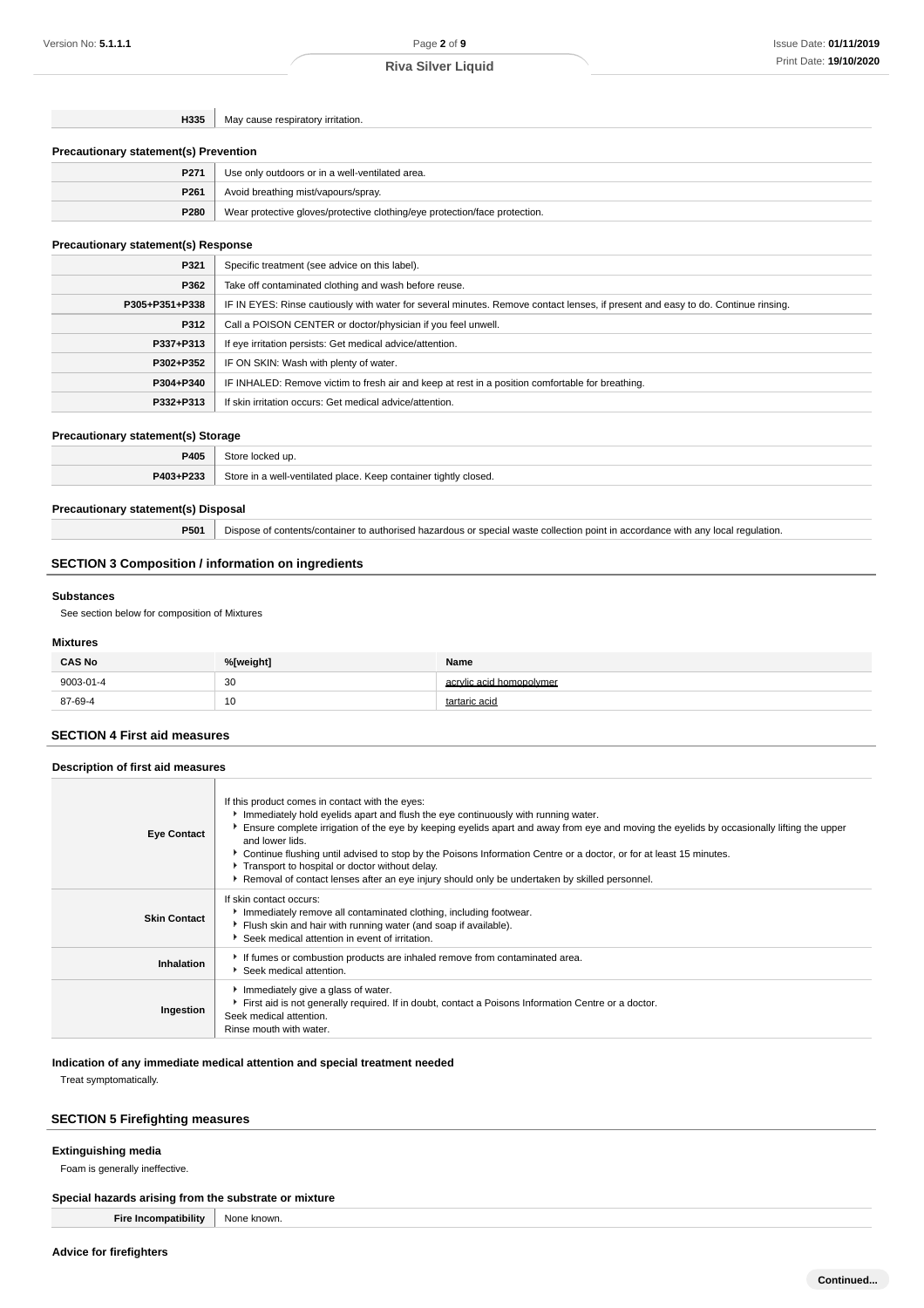| | |
|---|---|
| H335 | May cause respiratory irritation. |

### Precautionary statement(s) Prevention

| | |
|---|---|
| P271 | Use only outdoors or in a well-ventilated area. |
| P261 | Avoid breathing mist/vapours/spray. |
| P280 | Wear protective gloves/protective clothing/eye protection/face protection. |

### Precautionary statement(s) Response

| | |
|---|---|
| P321 | Specific treatment (see advice on this label). |
| P362 | Take off contaminated clothing and wash before reuse. |
| P305+P351+P338 | IF IN EYES: Rinse cautiously with water for several minutes. Remove contact lenses, if present and easy to do. Continue rinsing. |
| P312 | Call a POISON CENTER or doctor/physician if you feel unwell. |
| P337+P313 | If eye irritation persists: Get medical advice/attention. |
| P302+P352 | IF ON SKIN: Wash with plenty of water. |
| P304+P340 | IF INHALED: Remove victim to fresh air and keep at rest in a position comfortable for breathing. |
| P332+P313 | If skin irritation occurs: Get medical advice/attention. |

### Precautionary statement(s) Storage

| | |
|---|---|
| P405 | Store locked up. |
| P403+P233 | Store in a well-ventilated place. Keep container tightly closed. |

### Precautionary statement(s) Disposal

| | |
|---|---|
| P501 | Dispose of contents/container to authorised hazardous or special waste collection point in accordance with any local regulation. |

## SECTION 3 Composition / information on ingredients

### Substances

See section below for composition of Mixtures

### Mixtures

| CAS No | %[weight] | Name |
|---|---|---|
| 9003-01-4 | 30 | acrylic acid homopolymer |
| 87-69-4 | 10 | tartaric acid |

## SECTION 4 First aid measures

### Description of first aid measures

| | |
|---|---|
| **Eye Contact** | If this product comes in contact with the eyes:<br>▸ Immediately hold eyelids apart and flush the eye continuously with running water.<br>▸ Ensure complete irrigation of the eye by keeping eyelids apart and away from eye and moving the eyelids by occasionally lifting the upper and lower lids.<br>▸ Continue flushing until advised to stop by the Poisons Information Centre or a doctor, or for at least 15 minutes.<br>▸ Transport to hospital or doctor without delay.<br>▸ Removal of contact lenses after an eye injury should only be undertaken by skilled personnel. |
| **Skin Contact** | If skin contact occurs:<br>▸ Immediately remove all contaminated clothing, including footwear.<br>▸ Flush skin and hair with running water (and soap if available).<br>▸ Seek medical attention in event of irritation. |
| **Inhalation** | ▸ If fumes or combustion products are inhaled remove from contaminated area.<br>▸ Seek medical attention. |
| **Ingestion** | ▸ Immediately give a glass of water.<br>▸ First aid is not generally required. If in doubt, contact a Poisons Information Centre or a doctor.<br>Seek medical attention.<br>Rinse mouth with water. |

### Indication of any immediate medical attention and special treatment needed

Treat symptomatically.

## SECTION 5 Firefighting measures

### Extinguishing media

Foam is generally ineffective.

### Special hazards arising from the substrate or mixture

| | |
|---|---|
| **Fire Incompatibility** | None known. |

### Advice for firefighters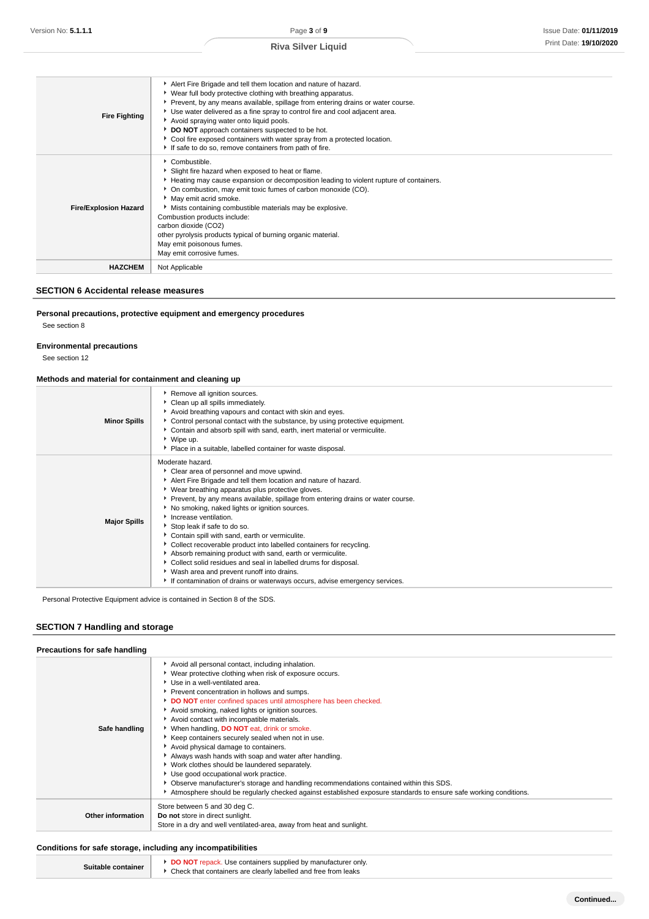| | |
|---|---|
| **Fire Fighting** | ▸ Alert Fire Brigade and tell them location and nature of hazard.<br>▸ Wear full body protective clothing with breathing apparatus.<br>▸ Prevent, by any means available, spillage from entering drains or water course.<br>▸ Use water delivered as a fine spray to control fire and cool adjacent area.<br>▸ Avoid spraying water onto liquid pools.<br>▸ **DO NOT** approach containers suspected to be hot.<br>▸ Cool fire exposed containers with water spray from a protected location.<br>▸ If safe to do so, remove containers from path of fire. |
| **Fire/Explosion Hazard** | ▸ Combustible.<br>▸ Slight fire hazard when exposed to heat or flame.<br>▸ Heating may cause expansion or decomposition leading to violent rupture of containers.<br>▸ On combustion, may emit toxic fumes of carbon monoxide (CO).<br>▸ May emit acrid smoke.<br>▸ Mists containing combustible materials may be explosive.<br>Combustion products include:<br>carbon dioxide ($CO_2$)<br>other pyrolysis products typical of burning organic material.<br>May emit poisonous fumes.<br>May emit corrosive fumes. |
| **HAZCHEM** | Not Applicable |

## SECTION 6 Accidental release measures

### Personal precautions, protective equipment and emergency procedures

See section 8

### Environmental precautions

See section 12

### Methods and material for containment and cleaning up

| | |
|---|---|
| **Minor Spills** | ▸ Remove all ignition sources.<br>▸ Clean up all spills immediately.<br>▸ Avoid breathing vapours and contact with skin and eyes.<br>▸ Control personal contact with the substance, by using protective equipment.<br>▸ Contain and absorb spill with sand, earth, inert material or vermiculite.<br>▸ Wipe up.<br>▸ Place in a suitable, labelled container for waste disposal. |
| **Major Spills** | Moderate hazard.<br>▸ Clear area of personnel and move upwind.<br>▸ Alert Fire Brigade and tell them location and nature of hazard.<br>▸ Wear breathing apparatus plus protective gloves.<br>▸ Prevent, by any means available, spillage from entering drains or water course.<br>▸ No smoking, naked lights or ignition sources.<br>▸ Increase ventilation.<br>▸ Stop leak if safe to do so.<br>▸ Contain spill with sand, earth or vermiculite.<br>▸ Collect recoverable product into labelled containers for recycling.<br>▸ Absorb remaining product with sand, earth or vermiculite.<br>▸ Collect solid residues and seal in labelled drums for disposal.<br>▸ Wash area and prevent runoff into drains.<br>▸ If contamination of drains or waterways occurs, advise emergency services. |

Personal Protective Equipment advice is contained in Section 8 of the SDS.

## SECTION 7 Handling and storage

### Precautions for safe handling

| | |
|---|---|
| **Safe handling** | ▸ Avoid all personal contact, including inhalation.<br>▸ Wear protective clothing when risk of exposure occurs.<br>▸ Use in a well-ventilated area.<br>▸ Prevent concentration in hollows and sumps.<br>▸ **DO NOT** enter confined spaces until atmosphere has been checked.<br>▸ Avoid smoking, naked lights or ignition sources.<br>▸ Avoid contact with incompatible materials.<br>▸ When handling, **DO NOT** eat, drink or smoke.<br>▸ Keep containers securely sealed when not in use.<br>▸ Avoid physical damage to containers.<br>▸ Always wash hands with soap and water after handling.<br>▸ Work clothes should be laundered separately.<br>▸ Use good occupational work practice.<br>▸ Observe manufacturer's storage and handling recommendations contained within this SDS.<br>▸ Atmosphere should be regularly checked against established exposure standards to ensure safe working conditions. |
| **Other information** | Store between 5 and 30 deg C.<br>**Do not** store in direct sunlight.<br>Store in a dry and well ventilated-area, away from heat and sunlight. |

### Conditions for safe storage, including any incompatibilities

| | |
|---|---|
| **Suitable container** | ▸ **DO NOT** repack. Use containers supplied by manufacturer only.<br>▸ Check that containers are clearly labelled and free from leaks |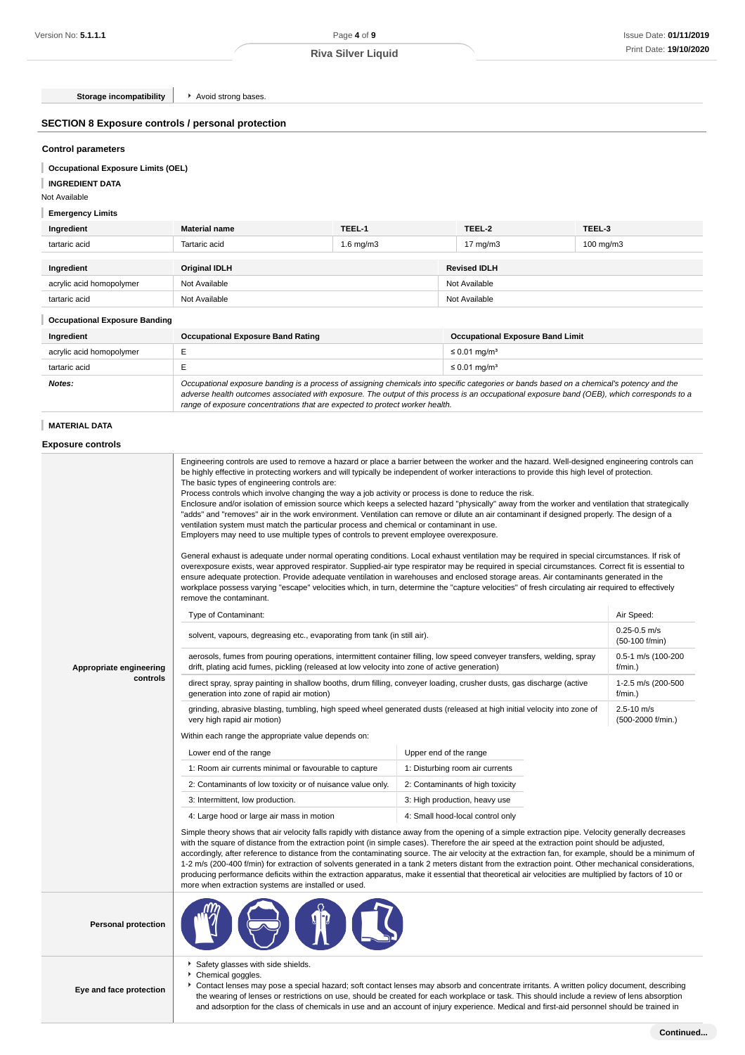| Storage incompatibility | Avoid strong bases. |
|---|---|

## SECTION 8 Exposure controls / personal protection

### Control parameters

**Occupational Exposure Limits (OEL)**

**INGREDIENT DATA**

Not Available

**Emergency Limits**

| Ingredient | Material name | TEEL-1 | TEEL-2 | TEEL-3 |
|---|---|---|---|---|
| tartaric acid | Tartaric acid | 1.6 mg/m3 | 17 mg/m3 | 100 mg/m3 |

| Ingredient | Original IDLH | Revised IDLH |
|---|---|---|
| acrylic acid homopolymer | Not Available | Not Available |
| tartaric acid | Not Available | Not Available |

**Occupational Exposure Banding**

| Ingredient | Occupational Exposure Band Rating | Occupational Exposure Band Limit |
|---|---|---|
| acrylic acid homopolymer | E | ≤ 0.01 mg/m³ |
| tartaric acid | E | ≤ 0.01 mg/m³ |
| ***Notes:*** | *Occupational exposure banding is a process of assigning chemicals into specific categories or bands based on a chemical's potency and the adverse health outcomes associated with exposure. The output of this process is an occupational exposure band (OEB), which corresponds to a range of exposure concentrations that are expected to protect worker health.* | |

**MATERIAL DATA**

### Exposure controls

**Appropriate engineering controls**

Engineering controls are used to remove a hazard or place a barrier between the worker and the hazard. Well-designed engineering controls can be highly effective in protecting workers and will typically be independent of worker interactions to provide this high level of protection.
The basic types of engineering controls are:
Process controls which involve changing the way a job activity or process is done to reduce the risk.
Enclosure and/or isolation of emission source which keeps a selected hazard "physically" away from the worker and ventilation that strategically "adds" and "removes" air in the work environment. Ventilation can remove or dilute an air contaminant if designed properly. The design of a ventilation system must match the particular process and chemical or contaminant in use.
Employers may need to use multiple types of controls to prevent employee overexposure.

General exhaust is adequate under normal operating conditions. Local exhaust ventilation may be required in special circumstances. If risk of overexposure exists, wear approved respirator. Supplied-air type respirator may be required in special circumstances. Correct fit is essential to ensure adequate protection. Provide adequate ventilation in warehouses and enclosed storage areas. Air contaminants generated in the workplace possess varying "escape" velocities which, in turn, determine the "capture velocities" of fresh circulating air required to effectively remove the contaminant.

| Type of Contaminant: | Air Speed: |
|---|---|
| solvent, vapours, degreasing etc., evaporating from tank (in still air). | 0.25-0.5 m/s (50-100 f/min) |
| aerosols, fumes from pouring operations, intermittent container filling, low speed conveyer transfers, welding, spray drift, plating acid fumes, pickling (released at low velocity into zone of active generation) | 0.5-1 m/s (100-200 f/min.) |
| direct spray, spray painting in shallow booths, drum filling, conveyer loading, crusher dusts, gas discharge (active generation into zone of rapid air motion) | 1-2.5 m/s (200-500 f/min.) |
| grinding, abrasive blasting, tumbling, high speed wheel generated dusts (released at high initial velocity into zone of very high rapid air motion) | 2.5-10 m/s (500-2000 f/min.) |

Within each range the appropriate value depends on:

| Lower end of the range | Upper end of the range |
|---|---|
| 1: Room air currents minimal or favourable to capture | 1: Disturbing room air currents |
| 2: Contaminants of low toxicity or of nuisance value only. | 2: Contaminants of high toxicity |
| 3: Intermittent, low production. | 3: High production, heavy use |
| 4: Large hood or large air mass in motion | 4: Small hood-local control only |

Simple theory shows that air velocity falls rapidly with distance away from the opening of a simple extraction pipe. Velocity generally decreases with the square of distance from the extraction point (in simple cases). Therefore the air speed at the extraction point should be adjusted, accordingly, after reference to distance from the contaminating source. The air velocity at the extraction fan, for example, should be a minimum of 1-2 m/s (200-400 f/min) for extraction of solvents generated in a tank 2 meters distant from the extraction point. Other mechanical considerations, producing performance deficits within the extraction apparatus, make it essential that theoretical air velocities are multiplied by factors of 10 or more when extraction systems are installed or used.

**Personal protection**

**Eye and face protection**

- Safety glasses with side shields.
- Chemical goggles.
- Contact lenses may pose a special hazard; soft contact lenses may absorb and concentrate irritants. A written policy document, describing the wearing of lenses or restrictions on use, should be created for each workplace or task. This should include a review of lens absorption and adsorption for the class of chemicals in use and an account of injury experience. Medical and first-aid personnel should be trained in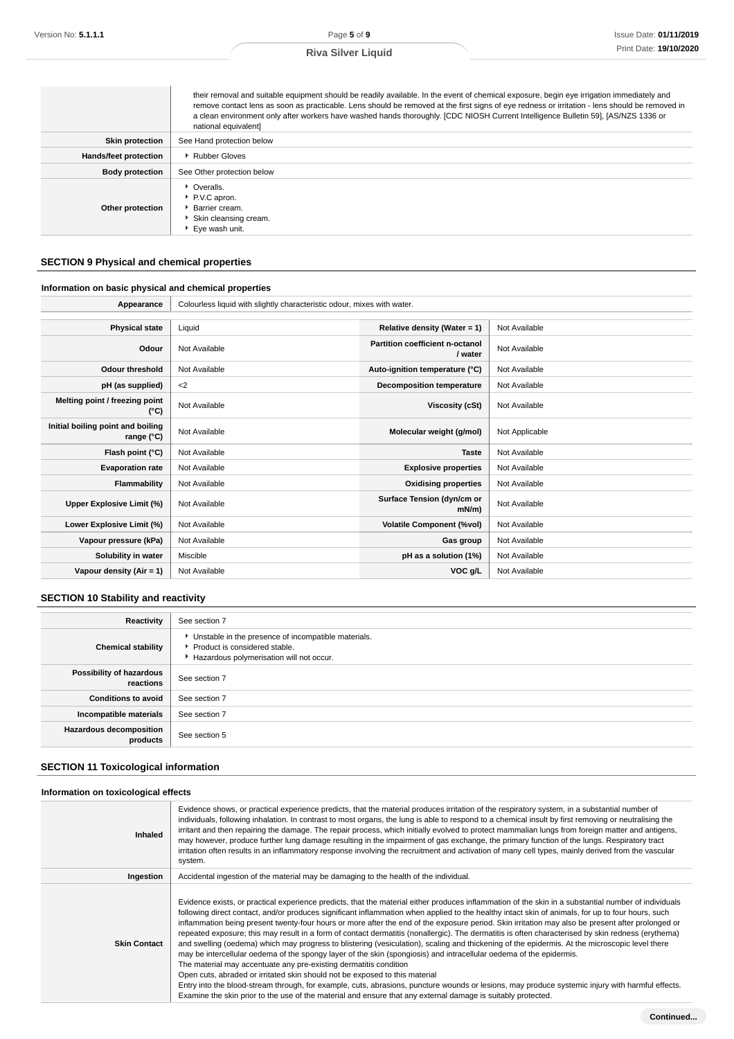| | |
|---|---|
| | their removal and suitable equipment should be readily available. In the event of chemical exposure, begin eye irrigation immediately and remove contact lens as soon as practicable. Lens should be removed at the first signs of eye redness or irritation - lens should be removed in a clean environment only after workers have washed hands thoroughly. [CDC NIOSH Current Intelligence Bulletin 59], [AS/NZS 1336 or national equivalent] |
| **Skin protection** | See Hand protection below |
| **Hands/feet protection** | ▸ Rubber Gloves |
| **Body protection** | See Other protection below |
| **Other protection** | ▸ Overalls.<br>▸ P.V.C apron.<br>▸ Barrier cream.<br>▸ Skin cleansing cream.<br>▸ Eye wash unit. |

## SECTION 9 Physical and chemical properties

### Information on basic physical and chemical properties

| | |
|---|---|
| **Appearance** | Colourless liquid with slightly characteristic odour, mixes with water. |

| | | | |
|---|---|---|---|
| **Physical state** | Liquid | **Relative density (Water = 1)** | Not Available |
| **Odour** | Not Available | **Partition coefficient n-octanol / water** | Not Available |
| **Odour threshold** | Not Available | **Auto-ignition temperature (°C)** | Not Available |
| **pH (as supplied)** | <2 | **Decomposition temperature** | Not Available |
| **Melting point / freezing point (°C)** | Not Available | **Viscosity (cSt)** | Not Available |
| **Initial boiling point and boiling range (°C)** | Not Available | **Molecular weight (g/mol)** | Not Applicable |
| **Flash point (°C)** | Not Available | **Taste** | Not Available |
| **Evaporation rate** | Not Available | **Explosive properties** | Not Available |
| **Flammability** | Not Available | **Oxidising properties** | Not Available |
| **Upper Explosive Limit (%)** | Not Available | **Surface Tension (dyn/cm or mN/m)** | Not Available |
| **Lower Explosive Limit (%)** | Not Available | **Volatile Component (%vol)** | Not Available |
| **Vapour pressure (kPa)** | Not Available | **Gas group** | Not Available |
| **Solubility in water** | Miscible | **pH as a solution (1%)** | Not Available |
| **Vapour density (Air = 1)** | Not Available | **VOC g/L** | Not Available |

## SECTION 10 Stability and reactivity

| | |
|---|---|
| **Reactivity** | See section 7 |
| **Chemical stability** | ▸ Unstable in the presence of incompatible materials.<br>▸ Product is considered stable.<br>▸ Hazardous polymerisation will not occur. |
| **Possibility of hazardous reactions** | See section 7 |
| **Conditions to avoid** | See section 7 |
| **Incompatible materials** | See section 7 |
| **Hazardous decomposition products** | See section 5 |

## SECTION 11 Toxicological information

### Information on toxicological effects

| | |
|---|---|
| **Inhaled** | Evidence shows, or practical experience predicts, that the material produces irritation of the respiratory system, in a substantial number of individuals, following inhalation. In contrast to most organs, the lung is able to respond to a chemical insult by first removing or neutralising the irritant and then repairing the damage. The repair process, which initially evolved to protect mammalian lungs from foreign matter and antigens, may however, produce further lung damage resulting in the impairment of gas exchange, the primary function of the lungs. Respiratory tract irritation often results in an inflammatory response involving the recruitment and activation of many cell types, mainly derived from the vascular system. |
| **Ingestion** | Accidental ingestion of the material may be damaging to the health of the individual. |
| **Skin Contact** | Evidence exists, or practical experience predicts, that the material either produces inflammation of the skin in a substantial number of individuals following direct contact, and/or produces significant inflammation when applied to the healthy intact skin of animals, for up to four hours, such inflammation being present twenty-four hours or more after the end of the exposure period. Skin irritation may also be present after prolonged or repeated exposure; this may result in a form of contact dermatitis (nonallergic). The dermatitis is often characterised by skin redness (erythema) and swelling (oedema) which may progress to blistering (vesiculation), scaling and thickening of the epidermis. At the microscopic level there may be intercellular oedema of the spongy layer of the skin (spongiosis) and intracellular oedema of the epidermis.<br>The material may accentuate any pre-existing dermatitis condition<br>Open cuts, abraded or irritated skin should not be exposed to this material<br>Entry into the blood-stream through, for example, cuts, abrasions, puncture wounds or lesions, may produce systemic injury with harmful effects. Examine the skin prior to the use of the material and ensure that any external damage is suitably protected. |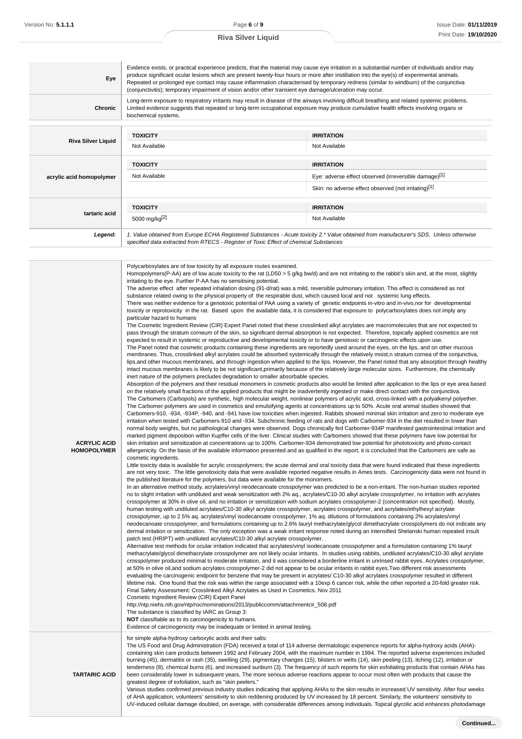| | |
|---|---|
| **Eye** | Evidence exists, or practical experience predicts, that the material may cause eye irritation in a substantial number of individuals and/or may produce significant ocular lesions which are present twenty-four hours or more after instillation into the eye(s) of experimental animals. Repeated or prolonged eye contact may cause inflammation characterised by temporary redness (similar to windburn) of the conjunctiva (conjunctivitis); temporary impairment of vision and/or other transient eye damage/ulceration may occur. |
| **Chronic** | Long-term exposure to respiratory irritants may result in disease of the airways involving difficult breathing and related systemic problems. Limited evidence suggests that repeated or long-term occupational exposure may produce cumulative health effects involving organs or biochemical systems. |

| | TOXICITY | IRRITATION |
|---|---|---|
| **Riva Silver Liquid** | Not Available | Not Available |
| **acrylic acid homopolymer** | Not Available | Eye: adverse effect observed (irreversible damage)[1] |
| | | Skin: no adverse effect observed (not irritating)[1] |
| **tartaric acid** | 5000 mg/kg[2] | Not Available |
| ***Legend:*** | *1. Value obtained from Europe ECHA Registered Substances - Acute toxicity 2.\* Value obtained from manufacturer's SDS. Unless otherwise specified data extracted from RTECS - Register of Toxic Effect of chemical Substances* | |

| | |
|---|---|
| **ACRYLIC ACID HOMOPOLYMER** | Polycarboxylates are of low toxicity by all exposure routes examined.<br>Homopolymers(P-AA) are of low acute toxicity to the rat (LD50 > 5 g/kg bw/d) and are not irritating to the rabbit's skin and, at the most, slightly irritating to the eye. Further P-AA has no sensitising potential.<br>The adverse effect after repeated inhalation dosing (91-d/rat) was a mild, reversible pulmonary irritation. This effect is considered as not substance related owing to the physical property of the respirable dust, which caused local and not systemic lung effects.<br>There was neither evidence for a genotoxic potential of PAA using a variety of genetic endpoints in-vitro and in-vivo,nor for developmental toxicity or reprotoxicity in the rat. Based upon the available data, it is considered that exposure to polycarboxylates does not imply any particular hazard to humans<br>The Cosmetic Ingredient Review (CIR) Expert Panel noted that these crosslinked alkyl acrylates are macromolecules that are not expected to pass through the stratum corneum of the skin, so significant dermal absorption is not expected. Therefore, topically applied cosmetics are not expected to result in systemic or reproductive and developmental toxicity or to have genotoxic or carcinogenic effects upon use.<br>The Panel noted that cosmetic products containing these ingredients are reportedly used around the eyes, on the lips, and on other mucous membranes. Thus, crosslinked alkyl acrylates could be absorbed systemically through the relatively moist,n stratum cornea of the conjunctiva, lips,and other mucous membranes, and through ingestion when applied to the lips. However, the Panel noted that any absorption through healthy intact mucous membranes is likely to be not significant,primarily because of the relatively large molecular sizes. Furthermore, the chemically inert nature of the polymers precludes degradation to smaller absorbable species.<br>Absorption of the polymers and their residual monomers in cosmetic products also would be limited after application to the lips or eye area based on the relatively small fractions of the applied products that might be inadvertently ingested or make direct contact with the conjunctiva.<br>The Carbomers (Carbopols) are synthetic, high molecular weight, nonlinear polymers of acrylic acid, cross-linked with a polyalkenyl polyether. The Carbomer polymers are used in cosmetics and emulsifying agents at concentrations up to 50%. Acute oral animal studies showed that Carbomers-910, -934, -934P, -940, and -941 have low toxicities when ingested. Rabbits showed minimal skin irritation and zero to moderate eye irritation when tested with Carbomers-910 and -934. Subchronic feeding of rats and dogs with Carbomer-934 in the diet resulted in lower than normal body weights, but no pathological changes were observed. Dogs chronically fed Carbomer-934P manifested gastrointestinal irritation and marked pigment deposition within Kupffer cells of the liver. Clinical studies with Carbomers showed that these polymers have low potential for skin irritation and sensitization at concentrations up to 100%. Carbomer-934 demonstrated low potential for phototoxicity and photo-contact allergenicity. On the basis of the available information presented and as qualified in the report, it is concluded that the Carbomers are safe as cosmetic ingredients.<br>Little toxicity data is available for acrylic crosspolymers; the acute dermal and oral toxicity data that were found indicated that these ingredients are not very toxic. The little genotoxicity data that were available reported negative results in Ames tests. Carcinogenicity data were not found in the published literature for the polymers, but data were available for the monomers.<br>In an alternative method study, acrylates/vinyl neodecanoate crosspolymer was predicted to be a non-irritant. The non-human studies reported no to slight irritation with undiluted and weak sensitization with 2% aq., acrylates/C10-30 alkyl acrylate crosspolymer, no irritation with acrylates crosspolymer at 30% in olive oil, and no irritation or sensitization with sodium acrylates crosspolymer-2 (concentration not specified). Mostly, human testing with undiluted acrylates/C10-30 alkyl acrylate crosspolymer, acrylates crosspolymer, and acrylates/ethylhexyl acrylate crosspolymer, up to 2.5% aq. acrylates/vinyl isodecanoate crosspolymer, 1% aq. dilutions of formulations containing 2% acrylates/vinyl neodecanoate crosspolymer, and formulations containing up to 2.6% lauryl methacrylate/glycol dimethacrylate crosspolymers do not indicate any dermal irritation or sensitization. The only exception was a weak irritant response noted during an intensified Shelanski human repeated insult patch test (HRIPT) with undiluted acrylates/C10-30 alkyl acrylate crosspolymer.<br>Alternative test methods for ocular irritation indicated that acrylates/vinyl isodecanoate crosspolymer and a formulation containing 1% lauryl methacrylate/glycol dimethacrylate crosspolymer are not likely ocular irritants. In studies using rabbits, undiluted acrylates/C10-30 alkyl acrylate crosspolymer produced minimal to moderate irritation, and it was considered a borderline irritant in unrinsed rabbit eyes. Acrylates crosspolymer, at 50% in olive oil,and sodium acrylates crosspolymer-2 did not appear to be ocular irritants in rabbit eyes.Two different risk assessments evaluating the carcinogenic endpoint for benzene that may be present in acrylates/ C10-30 alkyl acrylates crosspolymer resulted in different lifetime risk. One found that the risk was within the range associated with a 10exp 6 cancer risk, while the other reported a 20-fold greater risk.<br>Final Safety Assessment: Crosslinked Alkyl Acrylates as Used in Cosmetics. Nov 2011<br>Cosmetic Ingredient Review (CIR) Expert Panel<br>http://ntp.niehs.nih.gov/ntp/roc/nominations/2013/publiccomm/attachmentcir_508.pdf<br>The substance is classified by IARC as Group 3:<br>**NOT** classifiable as to its carcinogenicity to humans.<br>Evidence of carcinogenicity may be inadequate or limited in animal testing. |
| **TARTARIC ACID** | for simple alpha-hydroxy carboxylic acids and their salts:<br>The US Food and Drug Administration (FDA) received a total of 114 adverse dermatologic experience reports for alpha-hydroxy acids (AHA)-containing skin care products between 1992 and February 2004, with the maximum number in 1994. The reported adverse experiences included burning (45), dermatitis or rash (35), swelling (29), pigmentary changes (15), blisters or welts (14), skin peeling (13), itching (12), irritation or tenderness (8), chemical burns (6), and increased sunburn (3). The frequency of such reports for skin exfoliating products that contain AHAs has been considerably lower in subsequent years. The more serious adverse reactions appear to occur most often with products that cause the greatest degree of exfoliation, such as "skin peelers."<br>Various studies confirmed previous industry studies indicating that applying AHAs to the skin results in increased UV sensitivity. After four weeks of AHA application, volunteers' sensitivity to skin reddening produced by UV increased by 18 percent. Similarly, the volunteers' sensitivity to UV-induced cellular damage doubled, on average, with considerable differences among individuals. Topical glycolic acid enhances photodamage |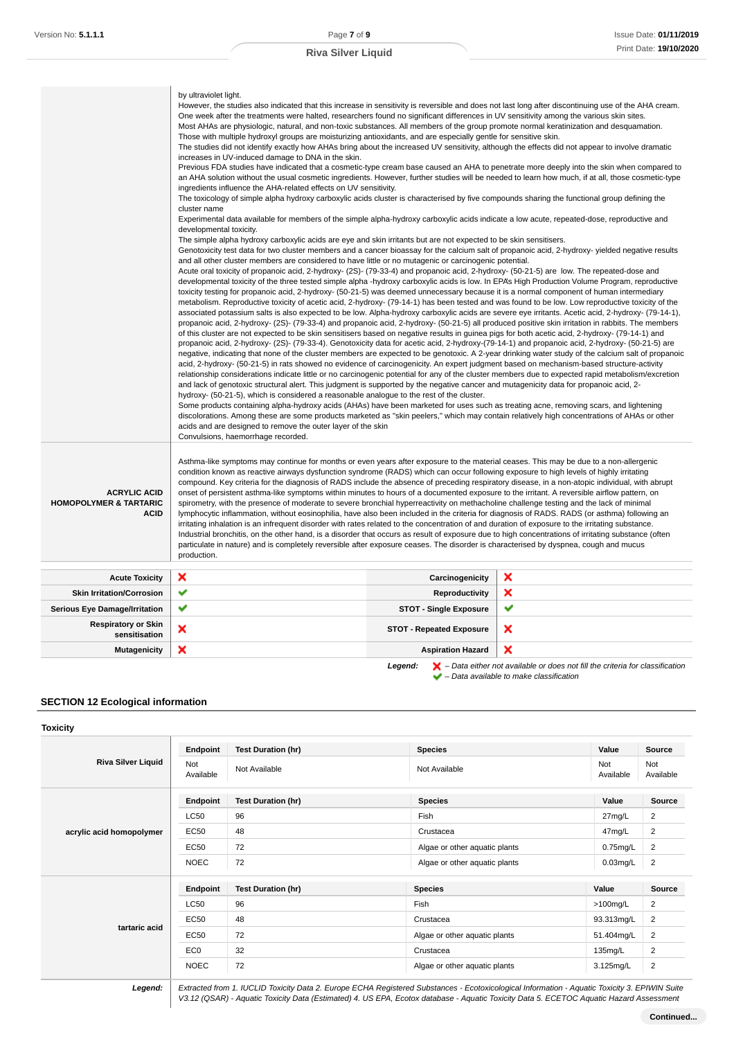| | |
|---|---|
| | by ultraviolet light.<br>However, the studies also indicated that this increase in sensitivity is reversible and does not last long after discontinuing use of the AHA cream. One week after the treatments were halted, researchers found no significant differences in UV sensitivity among the various skin sites.<br>Most AHAs are physiologic, natural, and non-toxic substances. All members of the group promote normal keratinization and desquamation. Those with multiple hydroxyl groups are moisturizing antioxidants, and are especially gentle for sensitive skin.<br>The studies did not identify exactly how AHAs bring about the increased UV sensitivity, although the effects did not appear to involve dramatic increases in UV-induced damage to DNA in the skin.<br>Previous FDA studies have indicated that a cosmetic-type cream base caused an AHA to penetrate more deeply into the skin when compared to an AHA solution without the usual cosmetic ingredients. However, further studies will be needed to learn how much, if at all, those cosmetic-type ingredients influence the AHA-related effects on UV sensitivity.<br>The toxicology of simple alpha hydroxy carboxylic acids cluster is characterised by five compounds sharing the functional group defining the cluster name<br>Experimental data available for members of the simple alpha-hydroxy carboxylic acids indicate a low acute, repeated-dose, reproductive and developmental toxicity.<br>The simple alpha hydroxy carboxylic acids are eye and skin irritants but are not expected to be skin sensitisers.<br>Genotoxicity test data for two cluster members and a cancer bioassay for the calcium salt of propanoic acid, 2-hydroxy- yielded negative results and all other cluster members are considered to have little or no mutagenic or carcinogenic potential.<br>Acute oral toxicity of propanoic acid, 2-hydroxy- (2S)- (79-33-4) and propanoic acid, 2-hydroxy- (50-21-5) are low. The repeated-dose and developmental toxicity of the three tested simple alpha -hydroxy carboxylic acids is low. In EPAs High Production Volume Program, reproductive toxicity testing for propanoic acid, 2-hydroxy- (50-21-5) was deemed unnecessary because it is a normal component of human intermediary metabolism. Reproductive toxicity of acetic acid, 2-hydroxy- (79-14-1) has been tested and was found to be low. Low reproductive toxicity of the associated potassium salts is also expected to be low. Alpha-hydroxy carboxylic acids are severe eye irritants. Acetic acid, 2-hydroxy- (79-14-1), propanoic acid, 2-hydroxy- (2S)- (79-33-4) and propanoic acid, 2-hydroxy- (50-21-5) all produced positive skin irritation in rabbits. The members of this cluster are not expected to be skin sensitisers based on negative results in guinea pigs for both acetic acid, 2-hydroxy- (79-14-1) and propanoic acid, 2-hydroxy- (2S)- (79-33-4). Genotoxicity data for acetic acid, 2-hydroxy-(79-14-1) and propanoic acid, 2-hydroxy- (50-21-5) are negative, indicating that none of the cluster members are expected to be genotoxic. A 2-year drinking water study of the calcium salt of propanoic acid, 2-hydroxy- (50-21-5) in rats showed no evidence of carcinogenicity. An expert judgment based on mechanism-based structure-activity relationship considerations indicate little or no carcinogenic potential for any of the cluster members due to expected rapid metabolism/excretion and lack of genotoxic structural alert. This judgment is supported by the negative cancer and mutagenicity data for propanoic acid, 2-hydroxy- (50-21-5), which is considered a reasonable analogue to the rest of the cluster.<br>Some products containing alpha-hydroxy acids (AHAs) have been marketed for uses such as treating acne, removing scars, and lightening discolorations. Among these are some products marketed as "skin peelers," which may contain relatively high concentrations of AHAs or other acids and are designed to remove the outer layer of the skin<br>Convulsions, haemorrhage recorded. |
| **ACRYLIC ACID HOMOPOLYMER & TARTARIC ACID** | Asthma-like symptoms may continue for months or even years after exposure to the material ceases. This may be due to a non-allergenic condition known as reactive airways dysfunction syndrome (RADS) which can occur following exposure to high levels of highly irritating compound. Key criteria for the diagnosis of RADS include the absence of preceding respiratory disease, in a non-atopic individual, with abrupt onset of persistent asthma-like symptoms within minutes to hours of a documented exposure to the irritant. A reversible airflow pattern, on spirometry, with the presence of moderate to severe bronchial hyperreactivity on methacholine challenge testing and the lack of minimal lymphocytic inflammation, without eosinophilia, have also been included in the criteria for diagnosis of RADS. RADS (or asthma) following an irritating inhalation is an infrequent disorder with rates related to the concentration of and duration of exposure to the irritating substance. Industrial bronchitis, on the other hand, is a disorder that occurs as result of exposure due to high concentrations of irritating substance (often particulate in nature) and is completely reversible after exposure ceases. The disorder is characterised by dyspnea, cough and mucus production. |

| | | | |
|---|---|---|---|
| **Acute Toxicity** | ❌ | **Carcinogenicity** | ❌ |
| **Skin Irritation/Corrosion** | ✔ | **Reproductivity** | ❌ |
| **Serious Eye Damage/Irritation** | ✔ | **STOT - Single Exposure** | ✔ |
| **Respiratory or Skin sensitisation** | ❌ | **STOT - Repeated Exposure** | ❌ |
| **Mutagenicity** | ❌ | **Aspiration Hazard** | ❌ |

***Legend:*** ❌ *– Data either not available or does not fill the criteria for classification*
✔ *– Data available to make classification*

## SECTION 12 Ecological information

### Toxicity

**Riva Silver Liquid**

| Endpoint | Test Duration (hr) | Species | Value | Source |
|---|---|---|---|---|
| Not Available | Not Available | Not Available | Not Available | Not Available |

**acrylic acid homopolymer**

| Endpoint | Test Duration (hr) | Species | Value | Source |
|---|---|---|---|---|
| LC50 | 96 | Fish | 27mg/L | 2 |
| EC50 | 48 | Crustacea | 47mg/L | 2 |
| EC50 | 72 | Algae or other aquatic plants | 0.75mg/L | 2 |
| NOEC | 72 | Algae or other aquatic plants | 0.03mg/L | 2 |

**tartaric acid**

| Endpoint | Test Duration (hr) | Species | Value | Source |
|---|---|---|---|---|
| LC50 | 96 | Fish | >100mg/L | 2 |
| EC50 | 48 | Crustacea | 93.313mg/L | 2 |
| EC50 | 72 | Algae or other aquatic plants | 51.404mg/L | 2 |
| EC0 | 32 | Crustacea | 135mg/L | 2 |
| NOEC | 72 | Algae or other aquatic plants | 3.125mg/L | 2 |

***Legend:*** *Extracted from 1. IUCLID Toxicity Data 2. Europe ECHA Registered Substances - Ecotoxicological Information - Aquatic Toxicity 3. EPIWIN Suite V3.12 (QSAR) - Aquatic Toxicity Data (Estimated) 4. US EPA, Ecotox database - Aquatic Toxicity Data 5. ECETOC Aquatic Hazard Assessment*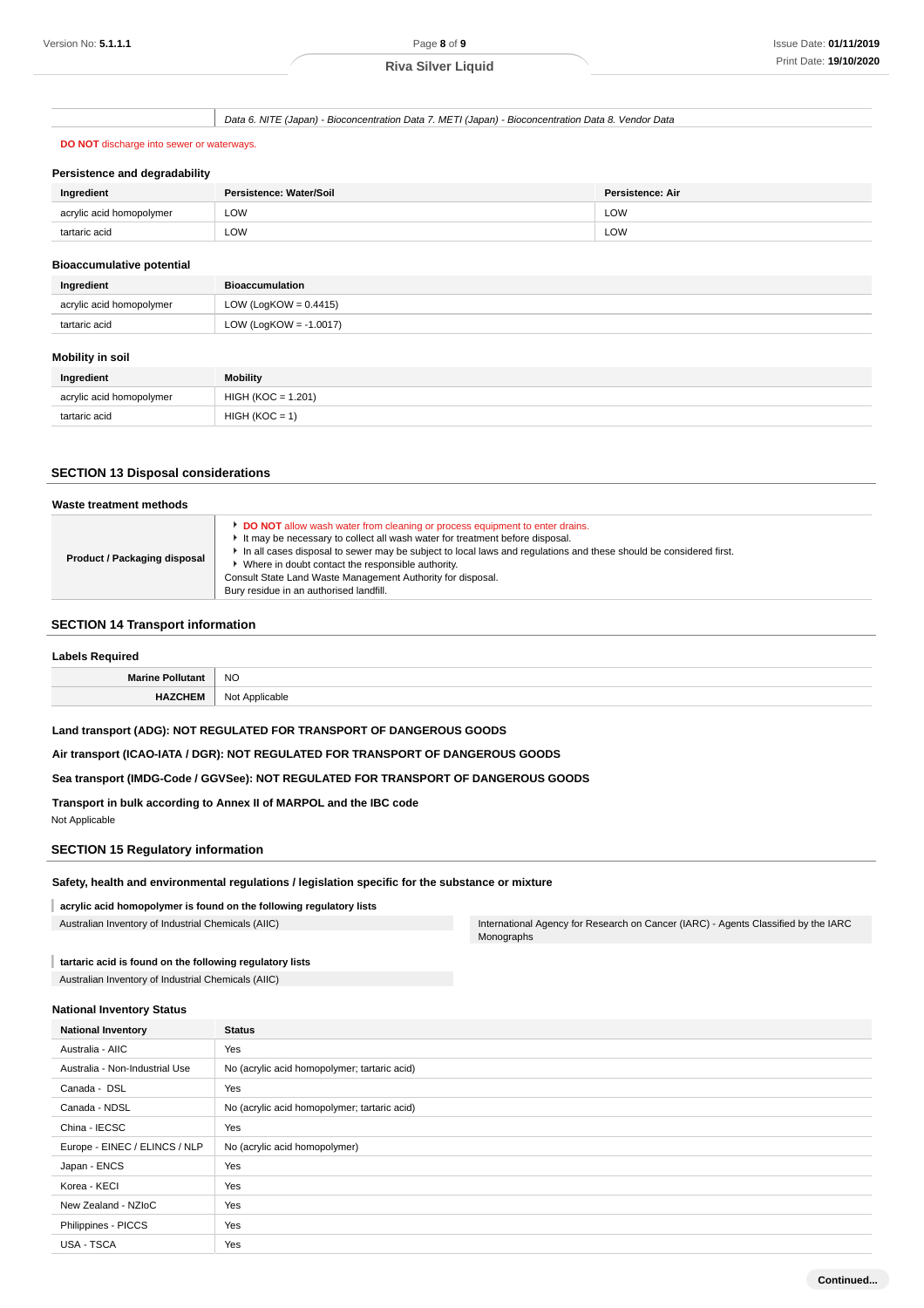| | Data 6. NITE (Japan) - Bioconcentration Data 7. METI (Japan) - Bioconcentration Data 8. Vendor Data |
|---|---|

**DO NOT** discharge into sewer or waterways.

### Persistence and degradability

| Ingredient | Persistence: Water/Soil | Persistence: Air |
|---|---|---|
| acrylic acid homopolymer | LOW | LOW |
| tartaric acid | LOW | LOW |

### Bioaccumulative potential

| Ingredient | Bioaccumulation |
|---|---|
| acrylic acid homopolymer | LOW (LogKOW = 0.4415) |
| tartaric acid | LOW (LogKOW = -1.0017) |

### Mobility in soil

| Ingredient | Mobility |
|---|---|
| acrylic acid homopolymer | HIGH (KOC = 1.201) |
| tartaric acid | HIGH (KOC = 1) |

## SECTION 13 Disposal considerations

### Waste treatment methods

| | |
|---|---|
| **Product / Packaging disposal** | ▸ **DO NOT** allow wash water from cleaning or process equipment to enter drains.<br>▸ It may be necessary to collect all wash water for treatment before disposal.<br>▸ In all cases disposal to sewer may be subject to local laws and regulations and these should be considered first.<br>▸ Where in doubt contact the responsible authority.<br>Consult State Land Waste Management Authority for disposal.<br>Bury residue in an authorised landfill. |

## SECTION 14 Transport information

### Labels Required

| | |
|---|---|
| **Marine Pollutant** | NO |
| **HAZCHEM** | Not Applicable |

**Land transport (ADG): NOT REGULATED FOR TRANSPORT OF DANGEROUS GOODS**

**Air transport (ICAO-IATA / DGR): NOT REGULATED FOR TRANSPORT OF DANGEROUS GOODS**

**Sea transport (IMDG-Code / GGVSee): NOT REGULATED FOR TRANSPORT OF DANGEROUS GOODS**

**Transport in bulk according to Annex II of MARPOL and the IBC code**

Not Applicable

## SECTION 15 Regulatory information

### Safety, health and environmental regulations / legislation specific for the substance or mixture

**acrylic acid homopolymer is found on the following regulatory lists**

| | |
|---|---|
| Australian Inventory of Industrial Chemicals (AIIC) | International Agency for Research on Cancer (IARC) - Agents Classified by the IARC Monographs |

**tartaric acid is found on the following regulatory lists**

Australian Inventory of Industrial Chemicals (AIIC)

### National Inventory Status

| National Inventory | Status |
|---|---|
| Australia - AIIC | Yes |
| Australia - Non-Industrial Use | No (acrylic acid homopolymer; tartaric acid) |
| Canada - DSL | Yes |
| Canada - NDSL | No (acrylic acid homopolymer; tartaric acid) |
| China - IECSC | Yes |
| Europe - EINEC / ELINCS / NLP | No (acrylic acid homopolymer) |
| Japan - ENCS | Yes |
| Korea - KECI | Yes |
| New Zealand - NZIoC | Yes |
| Philippines - PICCS | Yes |
| USA - TSCA | Yes |

Continued...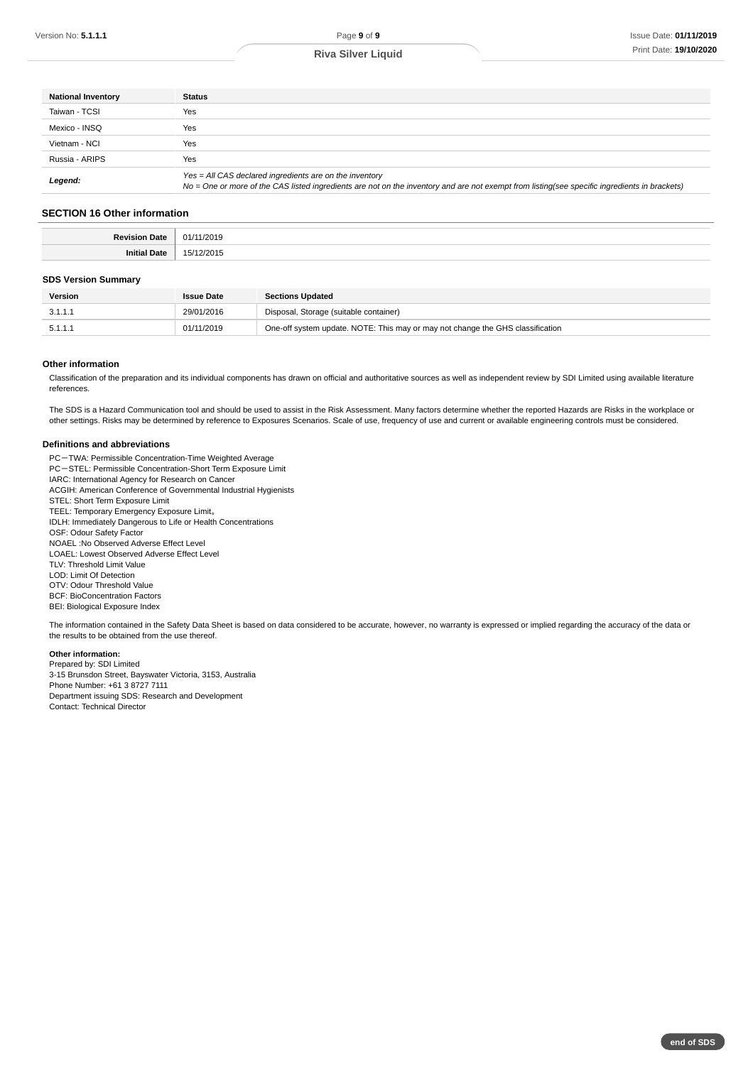| National Inventory | Status |
| --- | --- |
| Taiwan - TCSI | Yes |
| Mexico - INSQ | Yes |
| Vietnam - NCI | Yes |
| Russia - ARIPS | Yes |
| ***Legend:*** | *Yes = All CAS declared ingredients are on the inventory*<br>*No = One or more of the CAS listed ingredients are not on the inventory and are not exempt from listing(see specific ingredients in brackets)* |

## SECTION 16 Other information

| | |
| --- | --- |
| **Revision Date** | 01/11/2019 |
| **Initial Date** | 15/12/2015 |

### SDS Version Summary

| Version | Issue Date | Sections Updated |
| --- | --- | --- |
| 3.1.1.1 | 29/01/2016 | Disposal, Storage (suitable container) |
| 5.1.1.1 | 01/11/2019 | One-off system update. NOTE: This may or may not change the GHS classification |

### Other information

Classification of the preparation and its individual components has drawn on official and authoritative sources as well as independent review by SDI Limited using available literature references.

The SDS is a Hazard Communication tool and should be used to assist in the Risk Assessment. Many factors determine whether the reported Hazards are Risks in the workplace or other settings. Risks may be determined by reference to Exposures Scenarios. Scale of use, frequency of use and current or available engineering controls must be considered.

### Definitions and abbreviations

PC－TWA: Permissible Concentration-Time Weighted Average
PC－STEL: Permissible Concentration-Short Term Exposure Limit
IARC: International Agency for Research on Cancer
ACGIH: American Conference of Governmental Industrial Hygienists
STEL: Short Term Exposure Limit
TEEL: Temporary Emergency Exposure Limit。
IDLH: Immediately Dangerous to Life or Health Concentrations
OSF: Odour Safety Factor
NOAEL :No Observed Adverse Effect Level
LOAEL: Lowest Observed Adverse Effect Level
TLV: Threshold Limit Value
LOD: Limit Of Detection
OTV: Odour Threshold Value
BCF: BioConcentration Factors
BEI: Biological Exposure Index

The information contained in the Safety Data Sheet is based on data considered to be accurate, however, no warranty is expressed or implied regarding the accuracy of the data or the results to be obtained from the use thereof.

**Other information:**
Prepared by: SDI Limited
3-15 Brunsdon Street, Bayswater Victoria, 3153, Australia
Phone Number: +61 3 8727 7111
Department issuing SDS: Research and Development
Contact: Technical Director

**end of SDS**